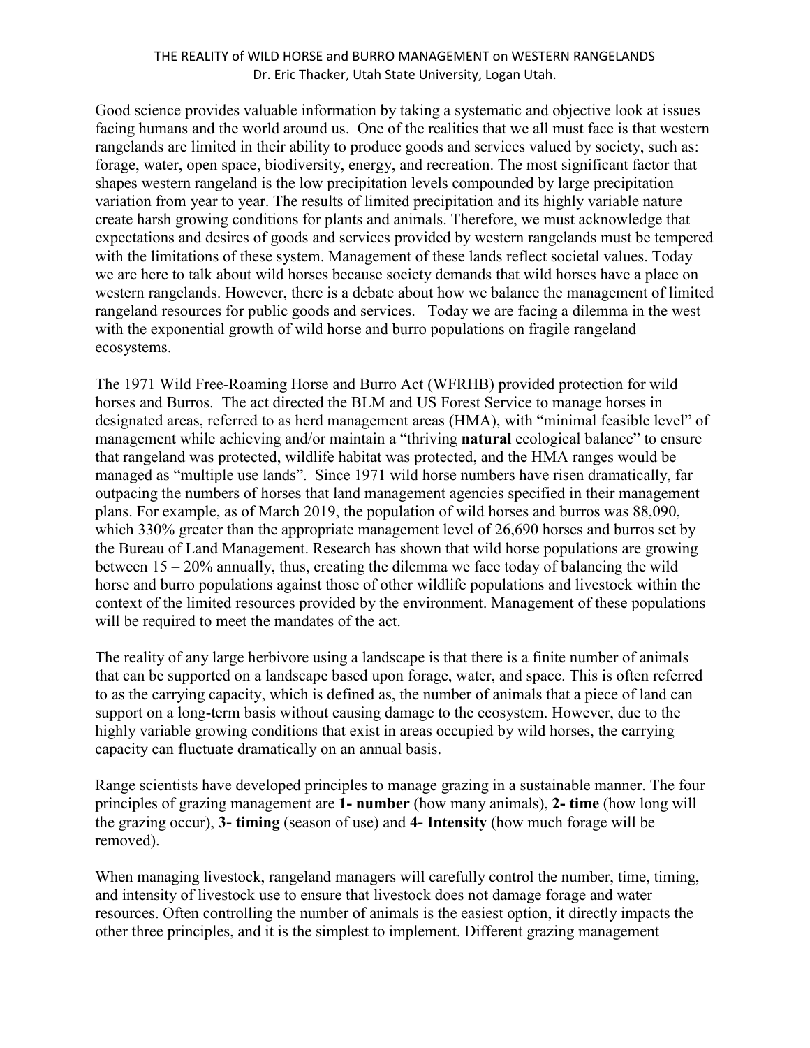# THE REALITY of WILD HORSE and BURRO MANAGEMENT on WESTERN RANGELANDS

Dr. Eric Thacker, Utah State University, Logan Utah.

Good science provides valuable information by taking a systematic and objective look at issues facing humans and the world around us. One of the realities that we all must face is that western rangelands are limited in their ability to produce goods and services valued by society, such as: forage, water, open space, biodiversity, energy, and recreation. The most significant factor that shapes western rangeland is the low precipitation levels compounded by large precipitation variation from year to year. The results of limited precipitation and its highly variable nature create harsh growing conditions for plants and animals. Therefore, we must acknowledge that expectations and desires of goods and services provided by western rangelands must be tempered with the limitations of these system. Management of these lands reflect societal values. Today we are here to talk about wild horses because society demands that wild horses have a place on western rangelands. However, there is a debate about how we balance the management of limited rangeland resources for public goods and services. Today we are facing a dilemma in the west with the exponential growth of wild horse and burro populations on fragile rangeland ecosystems.

The 1971 Wild Free-Roaming Horse and Burro Act (WFRHB) provided protection for wild horses and Burros. The act directed the BLM and US Forest Service to manage horses in designated areas, referred to as herd management areas (HMA), with "minimal feasible level" of management while achieving and/or maintain a "thriving **natural** ecological balance" to ensure that rangeland was protected, wildlife habitat was protected, and the HMA ranges would be managed as "multiple use lands". Since 1971 wild horse numbers have risen dramatically, far outpacing the numbers of horses that land management agencies specified in their management plans. For example, as of March 2019, the population of wild horses and burros was 88,090, which 330% greater than the appropriate management level of 26,690 horses and burros set by the Bureau of Land Management. Research has shown that wild horse populations are growing between 15 – 20% annually, thus, creating the dilemma we face today of balancing the wild horse and burro populations against those of other wildlife populations and livestock within the context of the limited resources provided by the environment. Management of these populations will be required to meet the mandates of the act.

The reality of any large herbivore using a landscape is that there is a finite number of animals that can be supported on a landscape based upon forage, water, and space. This is often referred to as the carrying capacity, which is defined as, the number of animals that a piece of land can support on a long-term basis without causing damage to the ecosystem. However, due to the highly variable growing conditions that exist in areas occupied by wild horses, the carrying capacity can fluctuate dramatically on an annual basis.

Range scientists have developed principles to manage grazing in a sustainable manner. The four principles of grazing management are **1- number** (how many animals), **2- time** (how long will the grazing occur), **3- timing** (season of use) and **4- Intensity** (how much forage will be removed).

When managing livestock, rangeland managers will carefully control the number, time, timing, and intensity of livestock use to ensure that livestock does not damage forage and water resources. Often controlling the number of animals is the easiest option, it directly impacts the other three principles, and it is the simplest to implement. Different grazing management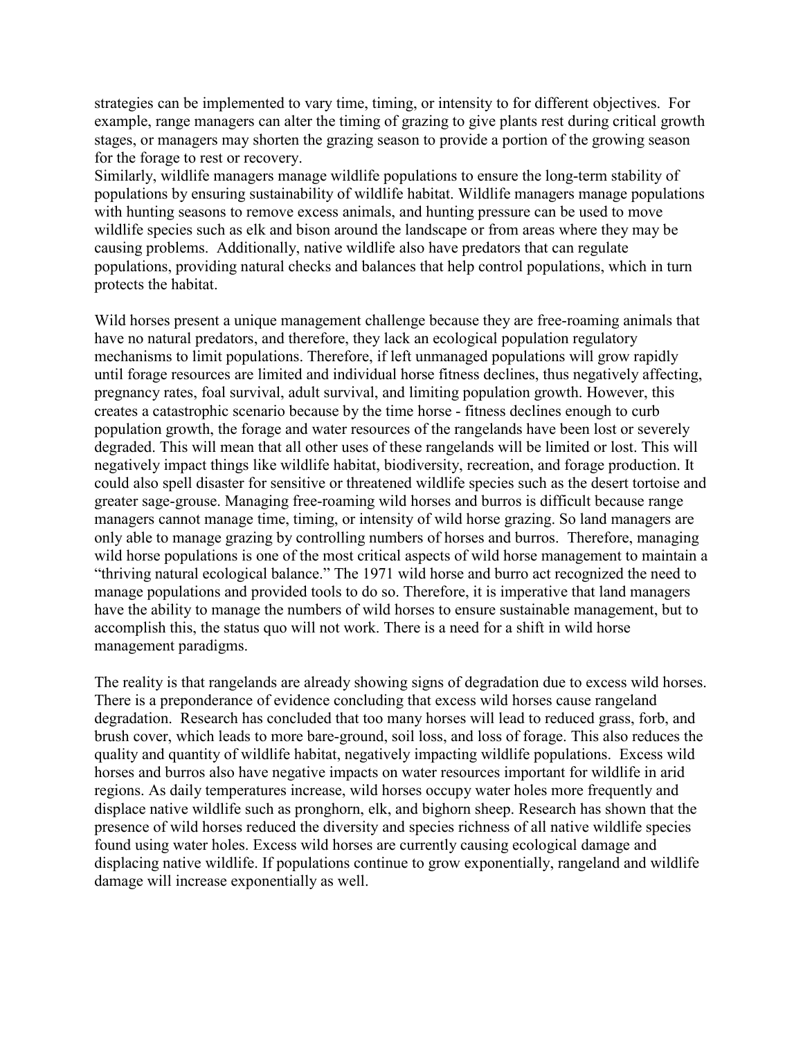strategies can be implemented to vary time, timing, or intensity to for different objectives. For example, range managers can alter the timing of grazing to give plants rest during critical growth stages, or managers may shorten the grazing season to provide a portion of the growing season for the forage to rest or recovery.

Similarly, wildlife managers manage wildlife populations to ensure the long-term stability of populations by ensuring sustainability of wildlife habitat. Wildlife managers manage populations with hunting seasons to remove excess animals, and hunting pressure can be used to move wildlife species such as elk and bison around the landscape or from areas where they may be causing problems. Additionally, native wildlife also have predators that can regulate populations, providing natural checks and balances that help control populations, which in turn protects the habitat.

Wild horses present a unique management challenge because they are free-roaming animals that have no natural predators, and therefore, they lack an ecological population regulatory mechanisms to limit populations. Therefore, if left unmanaged populations will grow rapidly until forage resources are limited and individual horse fitness declines, thus negatively affecting, pregnancy rates, foal survival, adult survival, and limiting population growth. However, this creates a catastrophic scenario because by the time horse - fitness declines enough to curb population growth, the forage and water resources of the rangelands have been lost or severely degraded. This will mean that all other uses of these rangelands will be limited or lost. This will negatively impact things like wildlife habitat, biodiversity, recreation, and forage production. It could also spell disaster for sensitive or threatened wildlife species such as the desert tortoise and greater sage-grouse. Managing free-roaming wild horses and burros is difficult because range managers cannot manage time, timing, or intensity of wild horse grazing. So land managers are only able to manage grazing by controlling numbers of horses and burros. Therefore, managing wild horse populations is one of the most critical aspects of wild horse management to maintain a "thriving natural ecological balance." The 1971 wild horse and burro act recognized the need to manage populations and provided tools to do so. Therefore, it is imperative that land managers have the ability to manage the numbers of wild horses to ensure sustainable management, but to accomplish this, the status quo will not work. There is a need for a shift in wild horse management paradigms.

The reality is that rangelands are already showing signs of degradation due to excess wild horses. There is a preponderance of evidence concluding that excess wild horses cause rangeland degradation. Research has concluded that too many horses will lead to reduced grass, forb, and brush cover, which leads to more bare-ground, soil loss, and loss of forage. This also reduces the quality and quantity of wildlife habitat, negatively impacting wildlife populations. Excess wild horses and burros also have negative impacts on water resources important for wildlife in arid regions. As daily temperatures increase, wild horses occupy water holes more frequently and displace native wildlife such as pronghorn, elk, and bighorn sheep. Research has shown that the presence of wild horses reduced the diversity and species richness of all native wildlife species found using water holes. Excess wild horses are currently causing ecological damage and displacing native wildlife. If populations continue to grow exponentially, rangeland and wildlife damage will increase exponentially as well.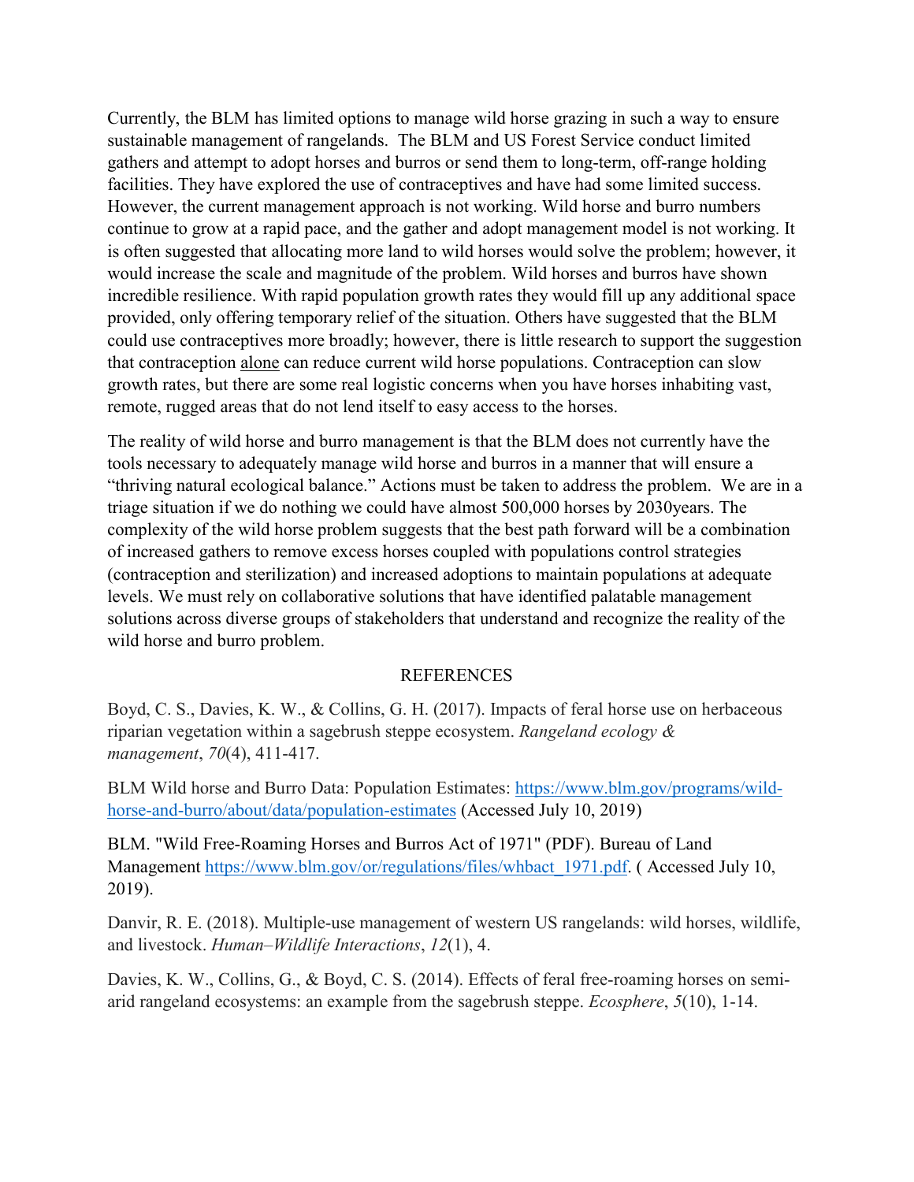Currently, the BLM has limited options to manage wild horse grazing in such a way to ensure sustainable management of rangelands. The BLM and US Forest Service conduct limited gathers and attempt to adopt horses and burros or send them to long-term, off-range holding facilities. They have explored the use of contraceptives and have had some limited success. However, the current management approach is not working. Wild horse and burro numbers continue to grow at a rapid pace, and the gather and adopt management model is not working. It is often suggested that allocating more land to wild horses would solve the problem; however, it would increase the scale and magnitude of the problem. Wild horses and burros have shown incredible resilience. With rapid population growth rates they would fill up any additional space provided, only offering temporary relief of the situation. Others have suggested that the BLM could use contraceptives more broadly; however, there is little research to support the suggestion that contraception <u>alone</u> can reduce current wild horse populations. Contraception can slow growth rates, but there are some real logistic concerns when you have horses inhabiting vast, remote, rugged areas that do not lend itself to easy access to the horses.

The reality of wild horse and burro management is that the BLM does not currently have the tools necessary to adequately manage wild horse and burros in a manner that will ensure a "thriving natural ecological balance." Actions must be taken to address the problem. We are in a triage situation if we do nothing we could have almost 500,000 horses by 2030years. The complexity of the wild horse problem suggests that the best path forward will be a combination of increased gathers to remove excess horses coupled with populations control strategies (contraception and sterilization) and increased adoptions to maintain populations at adequate levels. We must rely on collaborative solutions that have identified palatable management solutions across diverse groups of stakeholders that understand and recognize the reality of the wild horse and burro problem.

## REFERENCES

Boyd, C. S., Davies, K. W., & Collins, G. H. (2017). Impacts of feral horse use on herbaceous riparian vegetation within a sagebrush steppe ecosystem. *Rangeland ecology & management*, *70*(4), 411-417.

BLM Wild horse and Burro Data: Population Estimates: [https://www.blm.gov/programs/wild-horse-and-burro/about/data/population-estimates](https://www.blm.gov/programs/wild-horse-and-burro/about/data/population-estimates) (Accessed July 10, 2019)

BLM. "Wild Free-Roaming Horses and Burros Act of 1971" (PDF). Bureau of Land Management [https://www.blm.gov/or/regulations/files/whbact_1971.pdf](https://www.blm.gov/or/regulations/files/whbact_1971.pdf). ( Accessed July 10, 2019).

Danvir, R. E. (2018). Multiple-use management of western US rangelands: wild horses, wildlife, and livestock. *Human–Wildlife Interactions*, *12*(1), 4.

Davies, K. W., Collins, G., & Boyd, C. S. (2014). Effects of feral free-roaming horses on semi-arid rangeland ecosystems: an example from the sagebrush steppe. *Ecosphere*, *5*(10), 1-14.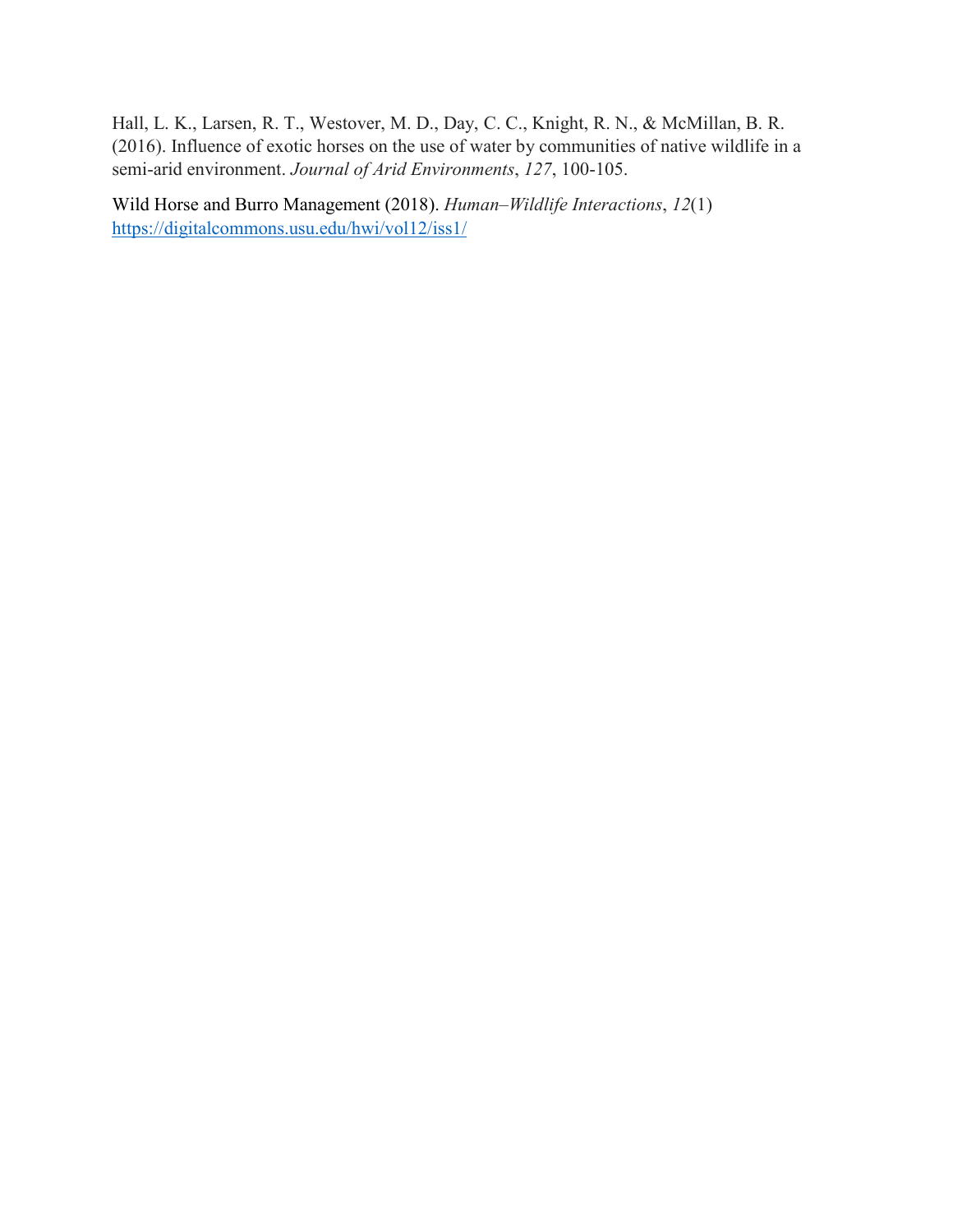Hall, L. K., Larsen, R. T., Westover, M. D., Day, C. C., Knight, R. N., & McMillan, B. R. (2016). Influence of exotic horses on the use of water by communities of native wildlife in a semi-arid environment. *Journal of Arid Environments*, *127*, 100-105.

Wild Horse and Burro Management (2018). *Human–Wildlife Interactions*, *12*(1) https://digitalcommons.usu.edu/hwi/vol12/iss1/